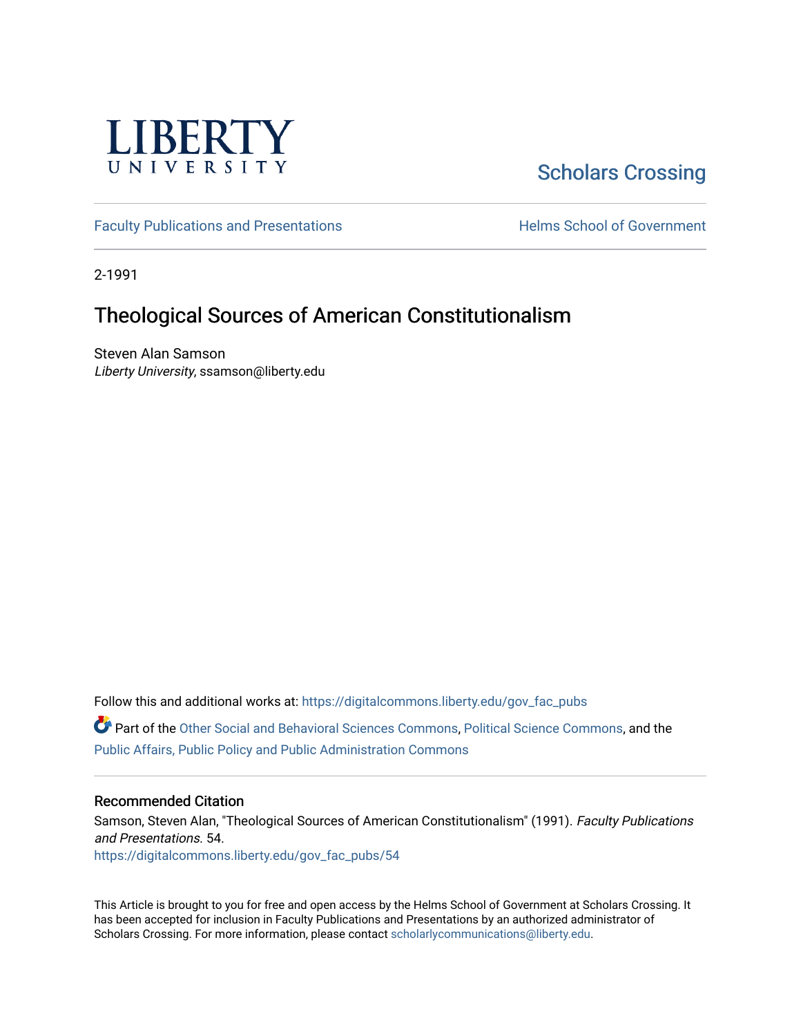LIBERTY UNIVERSITY

Scholars Crossing

Faculty Publications and Presentations

Helms School of Government

2-1991

# Theological Sources of American Constitutionalism

Steven Alan Samson
*Liberty University*, ssamson@liberty.edu

Follow this and additional works at: https://digitalcommons.liberty.edu/gov_fac_pubs

Part of the Other Social and Behavioral Sciences Commons, Political Science Commons, and the Public Affairs, Public Policy and Public Administration Commons

## Recommended Citation

Samson, Steven Alan, "Theological Sources of American Constitutionalism" (1991). *Faculty Publications and Presentations*. 54.
https://digitalcommons.liberty.edu/gov_fac_pubs/54

This Article is brought to you for free and open access by the Helms School of Government at Scholars Crossing. It has been accepted for inclusion in Faculty Publications and Presentations by an authorized administrator of Scholars Crossing. For more information, please contact scholarlycommunications@liberty.edu.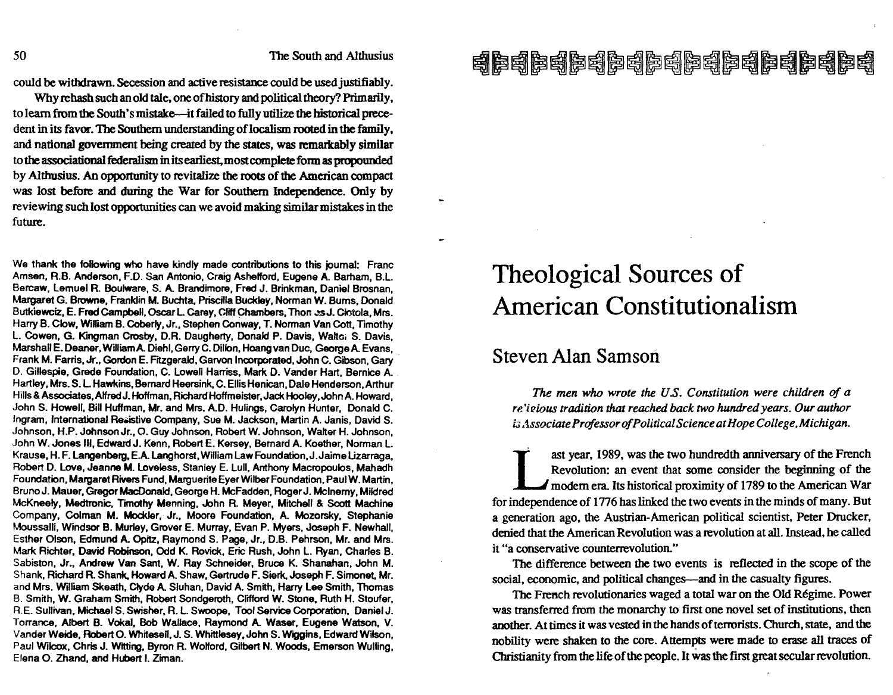could be withdrawn. Secession and active resistance could be used justifiably.

Why rehash such an old tale, one of history and political theory? Primarily, to learn from the South's mistake—it failed to fully utilize the historical precedent in its favor. The Southern understanding of localism rooted in the family, and national government being created by the states, was remarkably similar to the associational federalism in its earliest, most complete form as propounded by Althusius. An opportunity to revitalize the roots of the American compact was lost before and during the War for Southern Independence. Only by reviewing such lost opportunities can we avoid making similar mistakes in the future.

We thank the following who have kindly made contributions to this journal: Franc Amsen, R.B. Anderson, F.D. San Antonio, Craig Ashelford, Eugene A. Barham, B.L. Bercaw, Lemuel R. Boulware, S. A. Brandimore, Fred J. Brinkman, Daniel Brosnan, Margaret G. Browne, Franklin M. Buchta, Priscilla Buckley, Norman W. Burns, Donald Butkiewciz, E. Fred Campbell, Oscar L. Carey, Cliff Chambers, Thomas J. Ciotola, Mrs. Harry B. Clow, William B. Coberly, Jr., Stephen Conway, T. Norman Van Cott, Timothy L. Cowen, G. Kingman Crosby, D.R. Daugherty, Donald P. Davis, Walter S. Davis, Marshall E. Deaner, William A. Diehl, Gerry C. Dillon, Hoang van Duc, George A. Evans, Frank M. Farris, Jr., Gordon E. Fitzgerald, Garvon Incorporated, John C. Gibson, Gary D. Gillespie, Grede Foundation, C. Lowell Harriss, Mark D. Vander Hart, Bernice A. Hartley, Mrs. S. L. Hawkins, Bernard Heersink, C. Ellis Henican, Dale Henderson, Arthur Hills & Associates, Alfred J. Hoffman, Richard Hoffmeister, Jack Hooley, John A. Howard, John S. Howell, Bill Huffman, Mr. and Mrs. A.D. Hulings, Carolyn Hunter, Donald C. Ingram, International Resistive Company, Sue M. Jackson, Martin A. Janis, David S. Johnson, H.P. Johnson Jr., O. Guy Johnson, Robert W. Johnson, Walter H. Johnson, John W. Jones III, Edward J. Kenn, Robert E. Kersey, Bernard A. Koether, Norman L. Krause, H. F. Langenberg, E.A. Langhorst, William Law Foundation, J. Jaime Lizarraga, Robert D. Love, Jeanne M. Loveless, Stanley E. Lull, Anthony Macropoulos, Mahadh Foundation, Margaret Rivers Fund, Marguerite Eyer Wilber Foundation, Paul W. Martin, Bruno J. Mauer, Gregor MacDonald, George H. McFadden, Roger J. McInerny, Mildred McKneely, Medtronic, Timothy Menning, John R. Meyer, Mitchell & Scott Machine Company, Colman M. Mockler, Jr., Moore Foundation, A. Mozorsky, Stephanie Moussalli, Windsor B. Murley, Grover E. Murray, Evan P. Myers, Joseph F. Newhall, Esther Olson, Edmund A. Opitz, Raymond S. Page, Jr., D.B. Pehrson, Mr. and Mrs. Mark Richter, David Robinson, Odd K. Rovick, Eric Rush, John L. Ryan, Charles B. Sabiston, Jr., Andrew Van Sant, W. Ray Schneider, Bruce K. Shanahan, John M. Shank, Richard R. Shank, Howard A. Shaw, Gertrude F. Sierk, Joseph F. Simonet, Mr. and Mrs. William Skeath, Clyde A. Sluhan, David A. Smith, Harry Lee Smith, Thomas B. Smith, W. Graham Smith, Robert Sondgeroth, Clifford W. Stone, Ruth H. Stoufer, R.E. Sullivan, Michael S. Swisher, R. L. Swoope, Tool Service Corporation, Daniel J. Torrance, Albert B. Vokal, Bob Wallace, Raymond A. Waser, Eugene Watson, V. Vander Weide, Robert O. Whitesell, J. S. Whittlesey, John S. Wiggins, Edward Wilson, Paul Wilcox, Chris J. Witting, Byron R. Wolford, Gilbert N. Woods, Emerson Wulling, Elena O. Zhand, and Hubert I. Ziman.

# Theological Sources of American Constitutionalism

## Steven Alan Samson

*The men who wrote the U.S. Constitution were children of a religious tradition that reached back two hundred years. Our author is Associate Professor of Political Science at Hope College, Michigan.*

Last year, 1989, was the two hundredth anniversary of the French Revolution: an event that some consider the beginning of the modern era. Its historical proximity of 1789 to the American War for independence of 1776 has linked the two events in the minds of many. But a generation ago, the Austrian-American political scientist, Peter Drucker, denied that the American Revolution was a revolution at all. Instead, he called it "a conservative counterrevolution."

The difference between the two events is reflected in the scope of the social, economic, and political changes—and in the casualty figures.

The French revolutionaries waged a total war on the Old Régime. Power was transferred from the monarchy to first one novel set of institutions, then another. At times it was vested in the hands of terrorists. Church, state, and the nobility were shaken to the core. Attempts were made to erase all traces of Christianity from the life of the people. It was the first great secular revolution.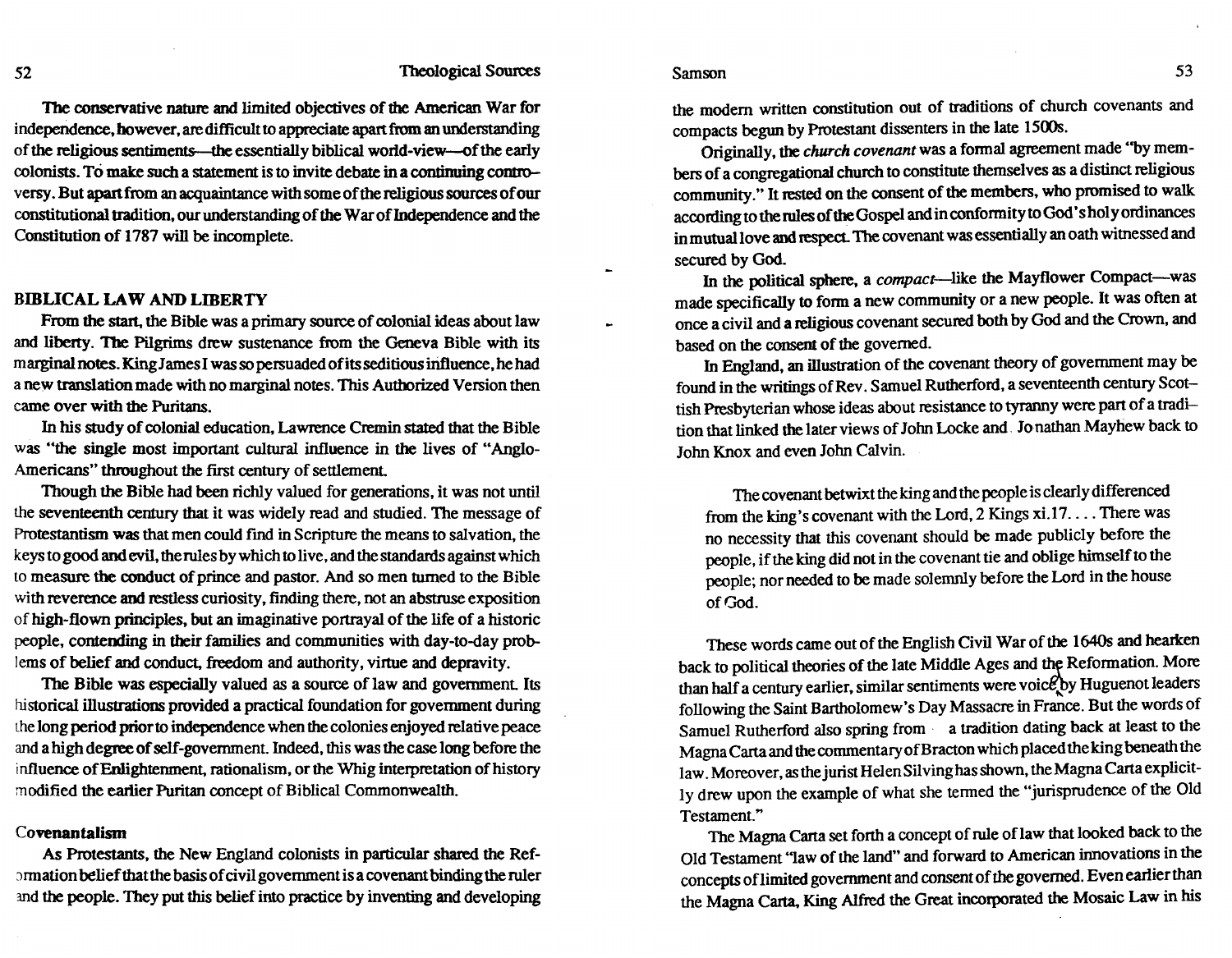The conservative nature and limited objectives of the American War for independence, however, are difficult to appreciate apart from an understanding of the religious sentiments—the essentially biblical world-view—of the early colonists. To make such a statement is to invite debate in a continuing controversy. But apart from an acquaintance with some of the religious sources of our constitutional tradition, our understanding of the War of Independence and the Constitution of 1787 will be incomplete.

## BIBLICAL LAW AND LIBERTY

From the start, the Bible was a primary source of colonial ideas about law and liberty. The Pilgrims drew sustenance from the Geneva Bible with its marginal notes. King James I was so persuaded of its seditious influence, he had a new translation made with no marginal notes. This Authorized Version then came over with the Puritans.

In his study of colonial education, Lawrence Cremin stated that the Bible was "the single most important cultural influence in the lives of "Anglo-Americans" throughout the first century of settlement.

Though the Bible had been richly valued for generations, it was not until the seventeenth century that it was widely read and studied. The message of Protestantism was that men could find in Scripture the means to salvation, the keys to good and evil, the rules by which to live, and the standards against which to measure the conduct of prince and pastor. And so men turned to the Bible with reverence and restless curiosity, finding there, not an abstruse exposition of high-flown principles, but an imaginative portrayal of the life of a historic people, contending in their families and communities with day-to-day problems of belief and conduct, freedom and authority, virtue and depravity.

The Bible was especially valued as a source of law and government. Its historical illustrations provided a practical foundation for government during the long period prior to independence when the colonies enjoyed relative peace and a high degree of self-government. Indeed, this was the case long before the influence of Enlightenment, rationalism, or the Whig interpretation of history modified the earlier Puritan concept of Biblical Commonwealth.

### Covenantalism

As Protestants, the New England colonists in particular shared the Reformation belief that the basis of civil government is a covenant binding the ruler and the people. They put this belief into practice by inventing and developing the modern written constitution out of traditions of church covenants and compacts begun by Protestant dissenters in the late 1500s.

Originally, the *church covenant* was a formal agreement made "by members of a congregational church to constitute themselves as a distinct religious community." It rested on the consent of the members, who promised to walk according to the rules of the Gospel and in conformity to God's holy ordinances in mutual love and respect. The covenant was essentially an oath witnessed and secured by God.

In the political sphere, a *compact*—like the Mayflower Compact—was made specifically to form a new community or a new people. It was often at once a civil and a religious covenant secured both by God and the Crown, and based on the consent of the governed.

In England, an illustration of the covenant theory of government may be found in the writings of Rev. Samuel Rutherford, a seventeenth century Scottish Presbyterian whose ideas about resistance to tyranny were part of a tradition that linked the later views of John Locke and Jonathan Mayhew back to John Knox and even John Calvin.

> The covenant betwixt the king and the people is clearly differenced from the king's covenant with the Lord, 2 Kings xi.17. . . . There was no necessity that this covenant should be made publicly before the people, if the king did not in the covenant tie and oblige himself to the people; nor needed to be made solemnly before the Lord in the house of God.

These words came out of the English Civil War of the 1640s and hearken back to political theories of the late Middle Ages and the Reformation. More than half a century earlier, similar sentiments were voiced by Huguenot leaders following the Saint Bartholomew's Day Massacre in France. But the words of Samuel Rutherford also spring from a tradition dating back at least to the Magna Carta and the commentary of Bracton which placed the king beneath the law. Moreover, as the jurist Helen Silving has shown, the Magna Carta explicitly drew upon the example of what she termed the "jurisprudence of the Old Testament."

The Magna Carta set forth a concept of rule of law that looked back to the Old Testament "law of the land" and forward to American innovations in the concepts of limited government and consent of the governed. Even earlier than the Magna Carta, King Alfred the Great incorporated the Mosaic Law in his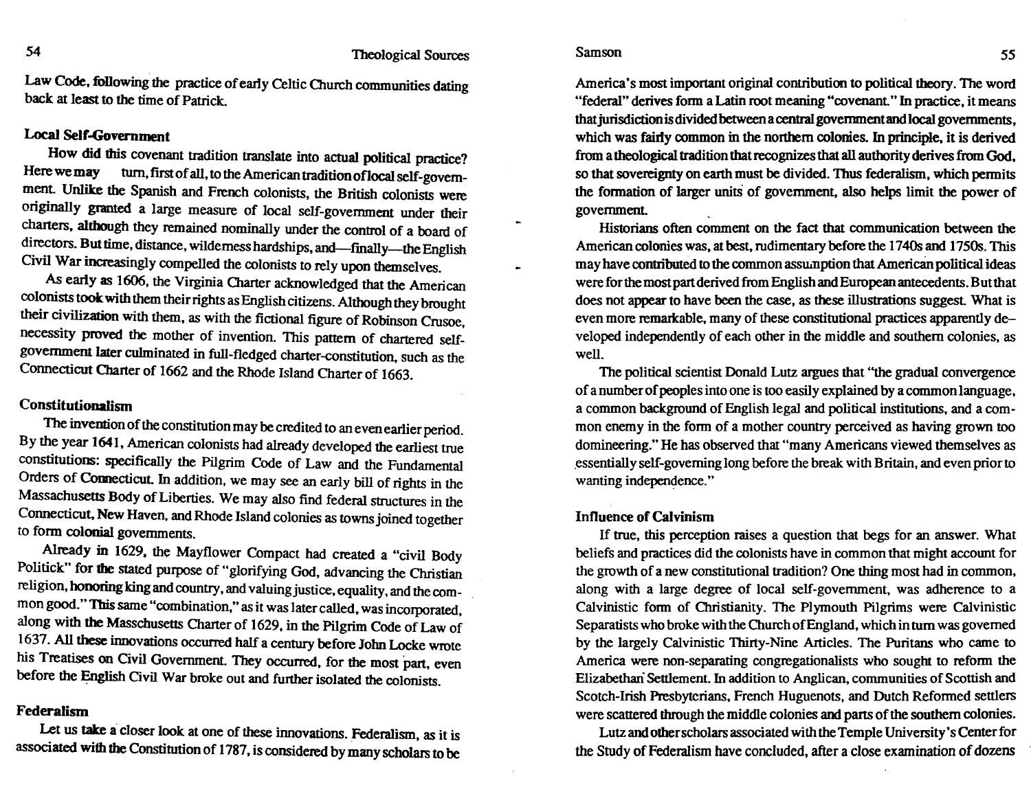Law Code, following the practice of early Celtic Church communities dating back at least to the time of Patrick.

### Local Self-Government

How did this covenant tradition translate into actual political practice? Here we may turn, first of all, to the American tradition of local self-government. Unlike the Spanish and French colonists, the British colonists were originally granted a large measure of local self-government under their charters, although they remained nominally under the control of a board of directors. But time, distance, wilderness hardships, and—finally—the English Civil War increasingly compelled the colonists to rely upon themselves.

As early as 1606, the Virginia Charter acknowledged that the American colonists took with them their rights as English citizens. Although they brought their civilization with them, as with the fictional figure of Robinson Crusoe, necessity proved the mother of invention. This pattern of chartered self-government later culminated in full-fledged charter-constitution, such as the Connecticut Charter of 1662 and the Rhode Island Charter of 1663.

### Constitutionalism

The invention of the constitution may be credited to an even earlier period. By the year 1641, American colonists had already developed the earliest true constitutions: specifically the Pilgrim Code of Law and the Fundamental Orders of Connecticut. In addition, we may see an early bill of rights in the Massachusetts Body of Liberties. We may also find federal structures in the Connecticut, New Haven, and Rhode Island colonies as towns joined together to form colonial governments.

Already in 1629, the Mayflower Compact had created a "civil Body Politick" for the stated purpose of "glorifying God, advancing the Christian religion, honoring king and country, and valuing justice, equality, and the common good." This same "combination," as it was later called, was incorporated, along with the Masschusetts Charter of 1629, in the Pilgrim Code of Law of 1637. All these innovations occurred half a century before John Locke wrote his Treatises on Civil Government. They occurred, for the most part, even before the English Civil War broke out and further isolated the colonists.

### Federalism

Let us take a closer look at one of these innovations. Federalism, as it is associated with the Constitution of 1787, is considered by many scholars to be America's most important original contribution to political theory. The word "federal" derives form a Latin root meaning "covenant." In practice, it means that jurisdiction is divided between a central government and local governments, which was fairly common in the northern colonies. In principle, it is derived from a theological tradition that recognizes that all authority derives from God, so that sovereignty on earth must be divided. Thus federalism, which permits the formation of larger units of government, also helps limit the power of government.

Historians often comment on the fact that communication between the American colonies was, at best, rudimentary before the 1740s and 1750s. This may have contributed to the common assumption that American political ideas were for the most part derived from English and European antecedents. But that does not appear to have been the case, as these illustrations suggest. What is even more remarkable, many of these constitutional practices apparently developed independently of each other in the middle and southern colonies, as well.

The political scientist Donald Lutz argues that "the gradual convergence of a number of peoples into one is too easily explained by a common language, a common background of English legal and political institutions, and a common enemy in the form of a mother country perceived as having grown too domineering." He has observed that "many Americans viewed themselves as essentially self-governing long before the break with Britain, and even prior to wanting independence."

### Influence of Calvinism

If true, this perception raises a question that begs for an answer. What beliefs and practices did the colonists have in common that might account for the growth of a new constitutional tradition? One thing most had in common, along with a large degree of local self-government, was adherence to a Calvinistic form of Christianity. The Plymouth Pilgrims were Calvinistic Separatists who broke with the Church of England, which in turn was governed by the largely Calvinistic Thirty-Nine Articles. The Puritans who came to America were non-separating congregationalists who sought to reform the Elizabethan Settlement. In addition to Anglican, communities of Scottish and Scotch-Irish Presbyterians, French Huguenots, and Dutch Reformed settlers were scattered through the middle colonies and parts of the southern colonies.

Lutz and other scholars associated with the Temple University's Center for the Study of Federalism have concluded, after a close examination of dozens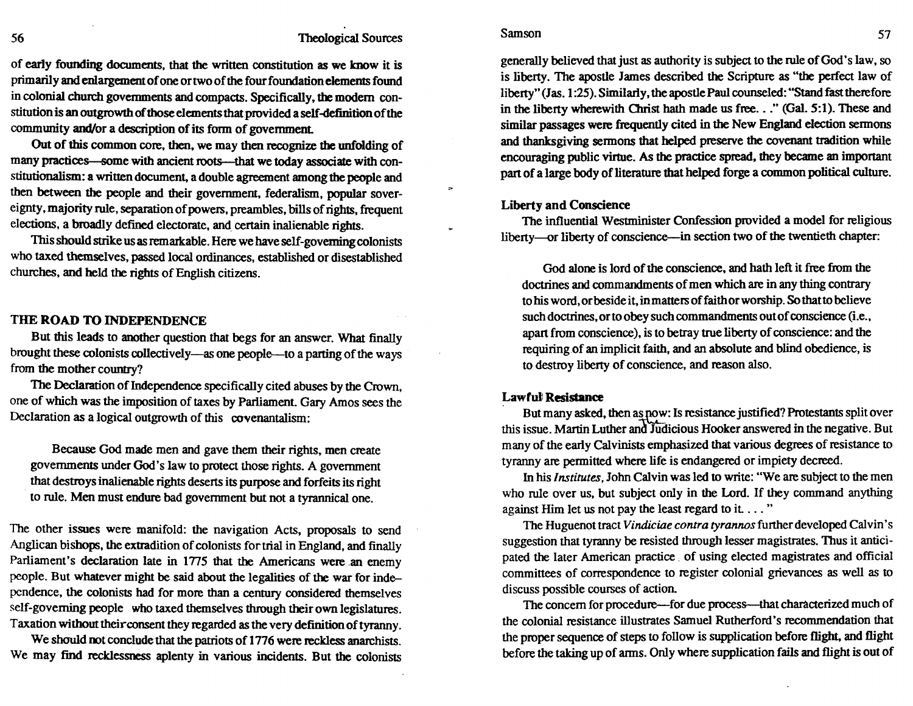of early founding documents, that the written constitution as we know it is primarily and enlargement of one or two of the four foundation elements found in colonial church governments and compacts. Specifically, the modern constitution is an outgrowth of those elements that provided a self-definition of the community and/or a description of its form of government.

Out of this common core, then, we may then recognize the unfolding of many practices—some with ancient roots—that we today associate with constitutionalism: a written document, a double agreement among the people and then between the people and their government, federalism, popular sovereignty, majority rule, separation of powers, preambles, bills of rights, frequent elections, a broadly defined electorate, and certain inalienable rights.

This should strike us as remarkable. Here we have self-governing colonists who taxed themselves, passed local ordinances, established or disestablished churches, and held the rights of English citizens.

## THE ROAD TO INDEPENDENCE

But this leads to another question that begs for an answer. What finally brought these colonists collectively—as one people—to a parting of the ways from the mother country?

The Declaration of Independence specifically cited abuses by the Crown, one of which was the imposition of taxes by Parliament. Gary Amos sees the Declaration as a logical outgrowth of this covenantalism:

> Because God made men and gave them their rights, men create governments under God's law to protect those rights. A government that destroys inalienable rights deserts its purpose and forfeits its right to rule. Men must endure bad government but not a tyrannical one.

The other issues were manifold: the navigation Acts, proposals to send Anglican bishops, the extradition of colonists for trial in England, and finally Parliament's declaration late in 1775 that the Americans were an enemy people. But whatever might be said about the legalities of the war for independence, the colonists had for more than a century considered themselves self-governing people who taxed themselves through their own legislatures. Taxation without their consent they regarded as the very definition of tyranny.

We should not conclude that the patriots of 1776 were reckless anarchists. We may find recklessness aplenty in various incidents. But the colonists generally believed that just as authority is subject to the rule of God's law, so is liberty. The apostle James described the Scripture as "the perfect law of liberty" (Jas. 1:25). Similarly, the apostle Paul counseled: "Stand fast therefore in the liberty wherewith Christ hath made us free. . ." (Gal. 5:1). These and similar passages were frequently cited in the New England election sermons and thanksgiving sermons that helped preserve the covenant tradition while encouraging public virtue. As the practice spread, they became an important part of a large body of literature that helped forge a common political culture.

### Liberty and Conscience

The influential Westminister Confession provided a model for religious liberty—or liberty of conscience—in section two of the twentieth chapter:

> God alone is lord of the conscience, and hath left it free from the doctrines and commandments of men which are in any thing contrary to his word, or beside it, in matters of faith or worship. So that to believe such doctrines, or to obey such commandments out of conscience (i.e., apart from conscience), is to betray true liberty of conscience: and the requiring of an implicit faith, and an absolute and blind obedience, is to destroy liberty of conscience, and reason also.

### Lawful Resistance

But many asked, then as now: Is resistance justified? Protestants split over this issue. Martin Luther and the Judicious Hooker answered in the negative. But many of the early Calvinists emphasized that various degrees of resistance to tyranny are permitted where life is endangered or impiety decreed.

In his *Institutes*, John Calvin was led to write: "We are subject to the men who rule over us, but subject only in the Lord. If they command anything against Him let us not pay the least regard to it. . . . "

The Huguenot tract *Vindiciae contra tyrannos* further developed Calvin's suggestion that tyranny be resisted through lesser magistrates. Thus it anticipated the later American practice of using elected magistrates and official committees of correspondence to register colonial grievances as well as to discuss possible courses of action.

The concern for procedure—for due process—that characterized much of the colonial resistance illustrates Samuel Rutherford's recommendation that the proper sequence of steps to follow is supplication before flight, and flight before the taking up of arms. Only where supplication fails and flight is out of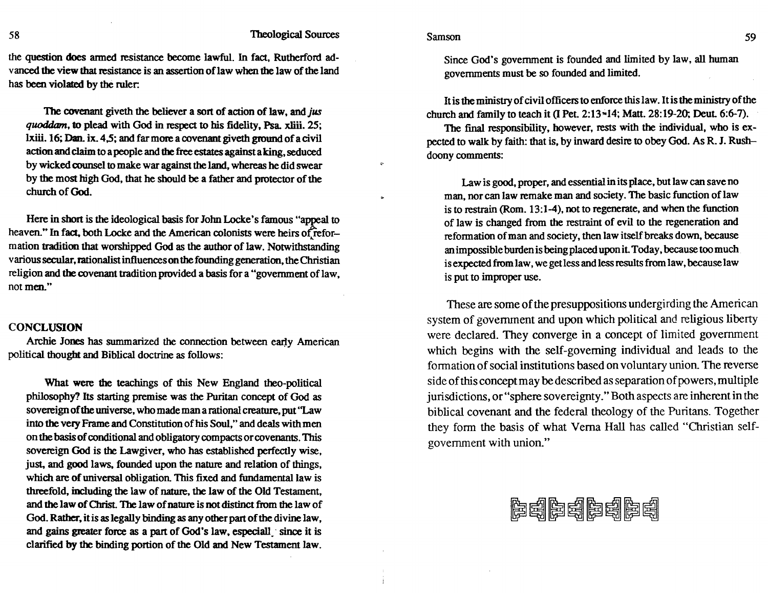the question does armed resistance become lawful. In fact, Rutherford advanced the view that resistance is an assertion of law when the law of the land has been violated by the ruler:

> The covenant giveth the believer a sort of action of law, and *jus quoddam*, to plead with God in respect to his fidelity, Psa. xliii. 25; lxiii. 16; Dan. ix. 4,5; and far more a covenant giveth ground of a civil action and claim to a people and the free estates against a king, seduced by wicked counsel to make war against the land, whereas he did swear by the most high God, that he should be a father and protector of the church of God.

Here in short is the ideological basis for John Locke's famous "appeal to heaven." In fact, both Locke and the American colonists were heirs of reformation tradition that worshipped God as the author of law. Notwithstanding various secular, rationalist influences on the founding generation, the Christian religion and the covenant tradition provided a basis for a "government of law, not men."

## CONCLUSION

Archie Jones has summarized the connection between early American political thought and Biblical doctrine as follows:

> What were the teachings of this New England theo-political philosophy? Its starting premise was the Puritan concept of God as sovereign of the universe, who made man a rational creature, put "Law into the very Frame and Constitution of his Soul," and deals with men on the basis of conditional and obligatory compacts or covenants. This sovereign God is the Lawgiver, who has established perfectly wise, just, and good laws, founded upon the nature and relation of things, which are of universal obligation. This fixed and fundamental law is threefold, including the law of nature, the law of the Old Testament, and the law of Christ. The law of nature is not distinct from the law of God. Rather, it is as legally binding as any other part of the divine law, and gains greater force as a part of God's law, especiall_ since it is clarified by the binding portion of the Old and New Testament law.
>
> Since God's government is founded and limited by law, all human governments must be so founded and limited.
>
> It is the ministry of civil officers to enforce this law. It is the ministry of the church and family to teach it (I Pet. 2:13-14; Matt. 28:19-20; Deut. 6:6-7).
>
> The final responsibility, however, rests with the individual, who is expected to walk by faith: that is, by inward desire to obey God. As R. J. Rushdoony comments:
>
> > Law is good, proper, and essential in its place, but law can save no man, nor can law remake man and society. The basic function of law is to restrain (Rom. 13:1-4), not to regenerate, and when the function of law is changed from the restraint of evil to the regeneration and reformation of man and society, then law itself breaks down, because an impossible burden is being placed upon it. Today, because too much is expected from law, we get less and less results from law, because law is put to improper use.

These are some of the presuppositions undergirding the American system of government and upon which political and religious liberty were declared. They converge in a concept of limited government which begins with the self-governing individual and leads to the formation of social institutions based on voluntary union. The reverse side of this concept may be described as separation of powers, multiple jurisdictions, or "sphere sovereignty." Both aspects are inherent in the biblical covenant and the federal theology of the Puritans. Together they form the basis of what Verna Hall has called "Christian self-government with union."